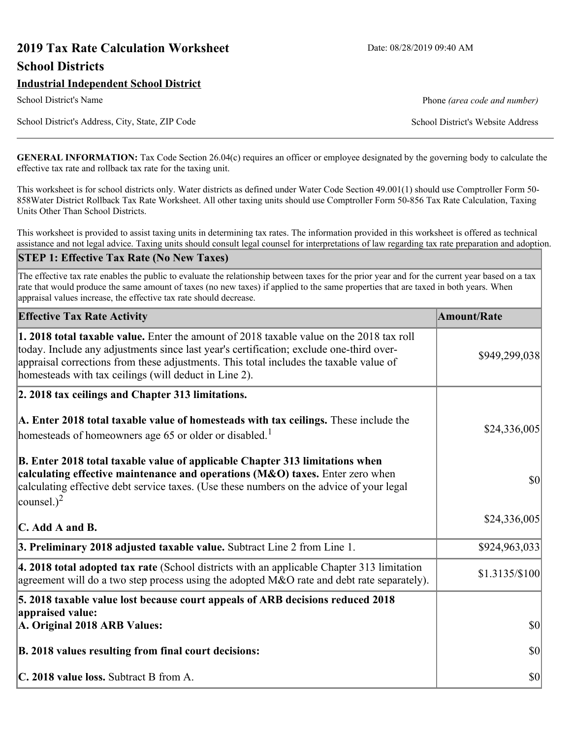# 2019 Tax Rate Calculation Worksheet

Date: 08/28/2019 09:40 AM

## School Districts

**Industrial Independent School District**

School District's Name | Phone *(area code and number)*

School District's Address, City, State, ZIP Code | School District's Website Address

**GENERAL INFORMATION:** Tax Code Section 26.04(c) requires an officer or employee designated by the governing body to calculate the effective tax rate and rollback tax rate for the taxing unit.

This worksheet is for school districts only. Water districts as defined under Water Code Section 49.001(1) should use Comptroller Form 50-858Water District Rollback Tax Rate Worksheet. All other taxing units should use Comptroller Form 50-856 Tax Rate Calculation, Taxing Units Other Than School Districts.

This worksheet is provided to assist taxing units in determining tax rates. The information provided in this worksheet is offered as technical assistance and not legal advice. Taxing units should consult legal counsel for interpretations of law regarding tax rate preparation and adoption.

### STEP 1: Effective Tax Rate (No New Taxes)

The effective tax rate enables the public to evaluate the relationship between taxes for the prior year and for the current year based on a tax rate that would produce the same amount of taxes (no new taxes) if applied to the same properties that are taxed in both years. When appraisal values increase, the effective tax rate should decrease.

| Effective Tax Rate Activity | Amount/Rate |
|---|---|
| **1. 2018 total taxable value.** Enter the amount of 2018 taxable value on the 2018 tax roll today. Include any adjustments since last year's certification; exclude one-third over-appraisal corrections from these adjustments. This total includes the taxable value of homesteads with tax ceilings (will deduct in Line 2). | $949,299,038 |
| **2. 2018 tax ceilings and Chapter 313 limitations.** | |
| **A. Enter 2018 total taxable value of homesteads with tax ceilings.** These include the homesteads of homeowners age 65 or older or disabled.[1] | $24,336,005 |
| **B. Enter 2018 total taxable value of applicable Chapter 313 limitations when calculating effective maintenance and operations (M&O) taxes.** Enter zero when calculating effective debt service taxes. (Use these numbers on the advice of your legal counsel.)[2] | $0 |
| **C. Add A and B.** | $24,336,005 |
| **3. Preliminary 2018 adjusted taxable value.** Subtract Line 2 from Line 1. | $924,963,033 |
| **4. 2018 total adopted tax rate** (School districts with an applicable Chapter 313 limitation agreement will do a two step process using the adopted M&O rate and debt rate separately). | $1.3135/$100 |
| **5. 2018 taxable value lost because court appeals of ARB decisions reduced 2018 appraised value:** | |
| **A. Original 2018 ARB Values:** | $0 |
| **B. 2018 values resulting from final court decisions:** | $0 |
| **C. 2018 value loss.** Subtract B from A. | $0 |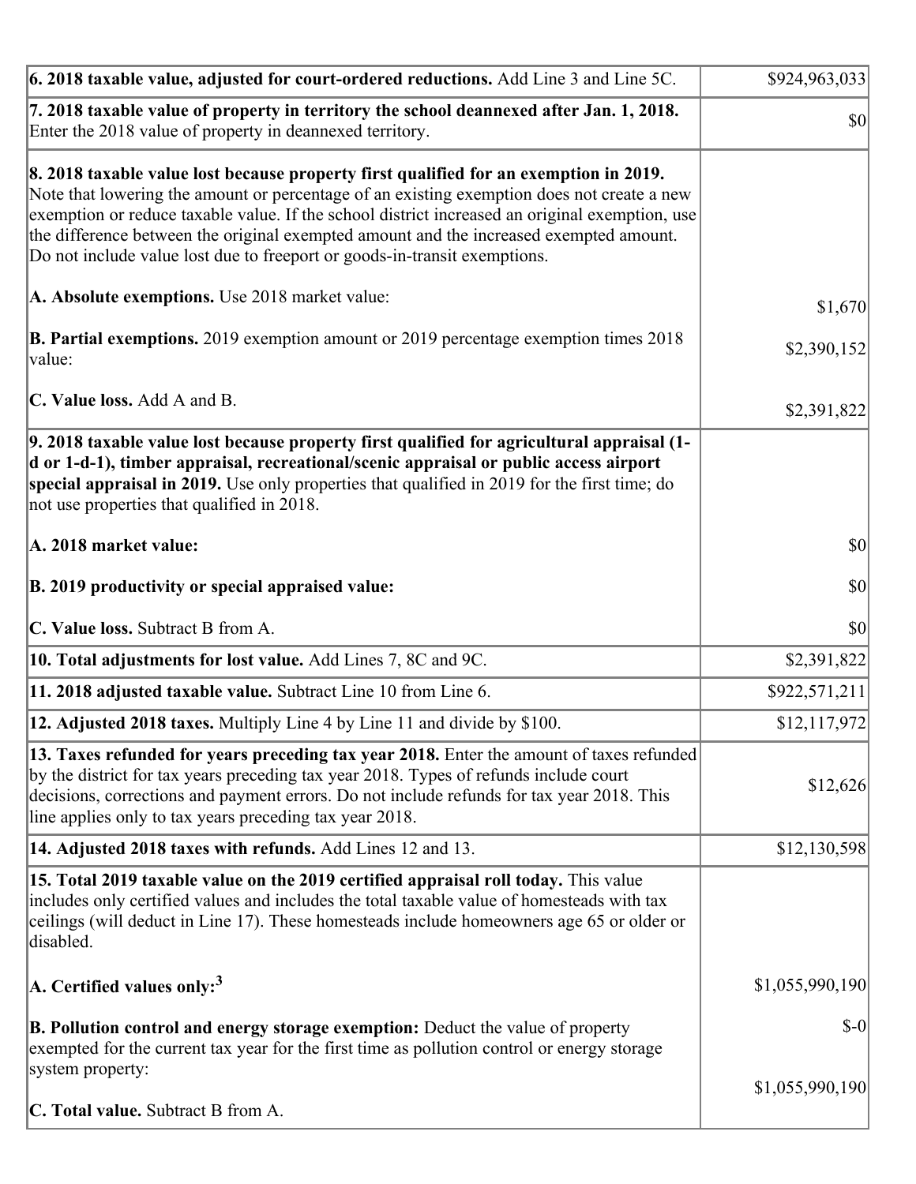| | |
|---|---|
| **6. 2018 taxable value, adjusted for court-ordered reductions.** Add Line 3 and Line 5C. | $924,963,033 |
| **7. 2018 taxable value of property in territory the school deannexed after Jan. 1, 2018.** Enter the 2018 value of property in deannexed territory. | $0 |
| **8. 2018 taxable value lost because property first qualified for an exemption in 2019.** Note that lowering the amount or percentage of an existing exemption does not create a new exemption or reduce taxable value. If the school district increased an original exemption, use the difference between the original exempted amount and the increased exempted amount. Do not include value lost due to freeport or goods-in-transit exemptions. | |
| **A. Absolute exemptions.** Use 2018 market value: | $1,670 |
| **B. Partial exemptions.** 2019 exemption amount or 2019 percentage exemption times 2018 value: | $2,390,152 |
| **C. Value loss.** Add A and B. | $2,391,822 |
| **9. 2018 taxable value lost because property first qualified for agricultural appraisal (1-d or 1-d-1), timber appraisal, recreational/scenic appraisal or public access airport special appraisal in 2019.** Use only properties that qualified in 2019 for the first time; do not use properties that qualified in 2018. | |
| **A. 2018 market value:** | $0 |
| **B. 2019 productivity or special appraised value:** | $0 |
| **C. Value loss.** Subtract B from A. | $0 |
| **10. Total adjustments for lost value.** Add Lines 7, 8C and 9C. | $2,391,822 |
| **11. 2018 adjusted taxable value.** Subtract Line 10 from Line 6. | $922,571,211 |
| **12. Adjusted 2018 taxes.** Multiply Line 4 by Line 11 and divide by $100. | $12,117,972 |
| **13. Taxes refunded for years preceding tax year 2018.** Enter the amount of taxes refunded by the district for tax years preceding tax year 2018. Types of refunds include court decisions, corrections and payment errors. Do not include refunds for tax year 2018. This line applies only to tax years preceding tax year 2018. | $12,626 |
| **14. Adjusted 2018 taxes with refunds.** Add Lines 12 and 13. | $12,130,598 |
| **15. Total 2019 taxable value on the 2019 certified appraisal roll today.** This value includes only certified values and includes the total taxable value of homesteads with tax ceilings (will deduct in Line 17). These homesteads include homeowners age 65 or older or disabled. | |
| **A. Certified values only:**[3] | $1,055,990,190 |
| **B. Pollution control and energy storage exemption:** Deduct the value of property exempted for the current tax year for the first time as pollution control or energy storage system property: | $-0 |
| **C. Total value.** Subtract B from A. | $1,055,990,190 |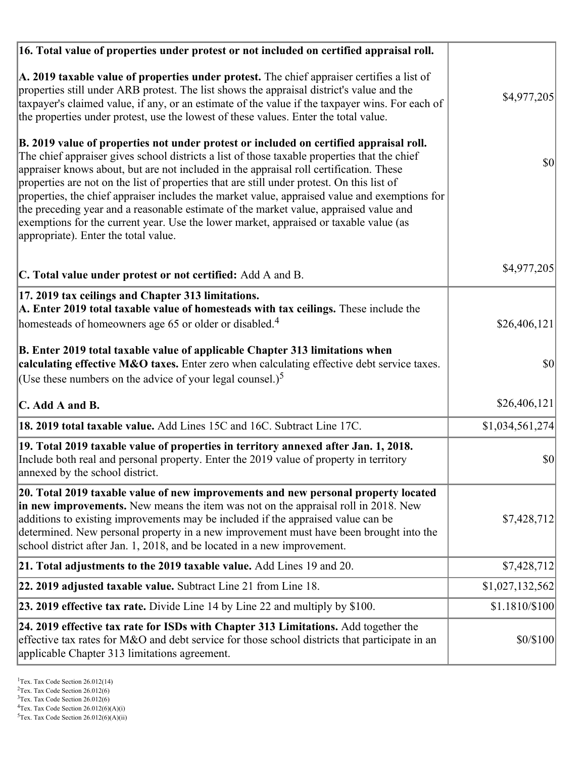| | |
|---|---|
| **16. Total value of properties under protest or not included on certified appraisal roll.** | |
| **A. 2019 taxable value of properties under protest.** The chief appraiser certifies a list of properties still under ARB protest. The list shows the appraisal district's value and the taxpayer's claimed value, if any, or an estimate of the value if the taxpayer wins. For each of the properties under protest, use the lowest of these values. Enter the total value. | $4,977,205 |
| **B. 2019 value of properties not under protest or included on certified appraisal roll.** The chief appraiser gives school districts a list of those taxable properties that the chief appraiser knows about, but are not included in the appraisal roll certification. These properties are not on the list of properties that are still under protest. On this list of properties, the chief appraiser includes the market value, appraised value and exemptions for the preceding year and a reasonable estimate of the market value, appraised value and exemptions for the current year. Use the lower market, appraised or taxable value (as appropriate). Enter the total value. | $0 |
| **C. Total value under protest or not certified:** Add A and B. | $4,977,205 |
| **17. 2019 tax ceilings and Chapter 313 limitations.** | |
| **A. Enter 2019 total taxable value of homesteads with tax ceilings.** These include the homesteads of homeowners age 65 or older or disabled.[4] | $26,406,121 |
| **B. Enter 2019 total taxable value of applicable Chapter 313 limitations when calculating effective M&O taxes.** Enter zero when calculating effective debt service taxes. (Use these numbers on the advice of your legal counsel.)[5] | $0 |
| **C. Add A and B.** | $26,406,121 |
| **18. 2019 total taxable value.** Add Lines 15C and 16C. Subtract Line 17C. | $1,034,561,274 |
| **19. Total 2019 taxable value of properties in territory annexed after Jan. 1, 2018.** Include both real and personal property. Enter the 2019 value of property in territory annexed by the school district. | $0 |
| **20. Total 2019 taxable value of new improvements and new personal property located in new improvements.** New means the item was not on the appraisal roll in 2018. New additions to existing improvements may be included if the appraised value can be determined. New personal property in a new improvement must have been brought into the school district after Jan. 1, 2018, and be located in a new improvement. | $7,428,712 |
| **21. Total adjustments to the 2019 taxable value.** Add Lines 19 and 20. | $7,428,712 |
| **22. 2019 adjusted taxable value.** Subtract Line 21 from Line 18. | $1,027,132,562 |
| **23. 2019 effective tax rate.** Divide Line 14 by Line 22 and multiply by $100. | $1.1810/$100 |
| **24. 2019 effective tax rate for ISDs with Chapter 313 Limitations.** Add together the effective tax rates for M&O and debt service for those school districts that participate in an applicable Chapter 313 limitations agreement. | $0/$100 |

[1]Tex. Tax Code Section 26.012(14)
[2]Tex. Tax Code Section 26.012(6)
[3]Tex. Tax Code Section 26.012(6)
[4]Tex. Tax Code Section 26.012(6)(A)(i)
[5]Tex. Tax Code Section 26.012(6)(A)(ii)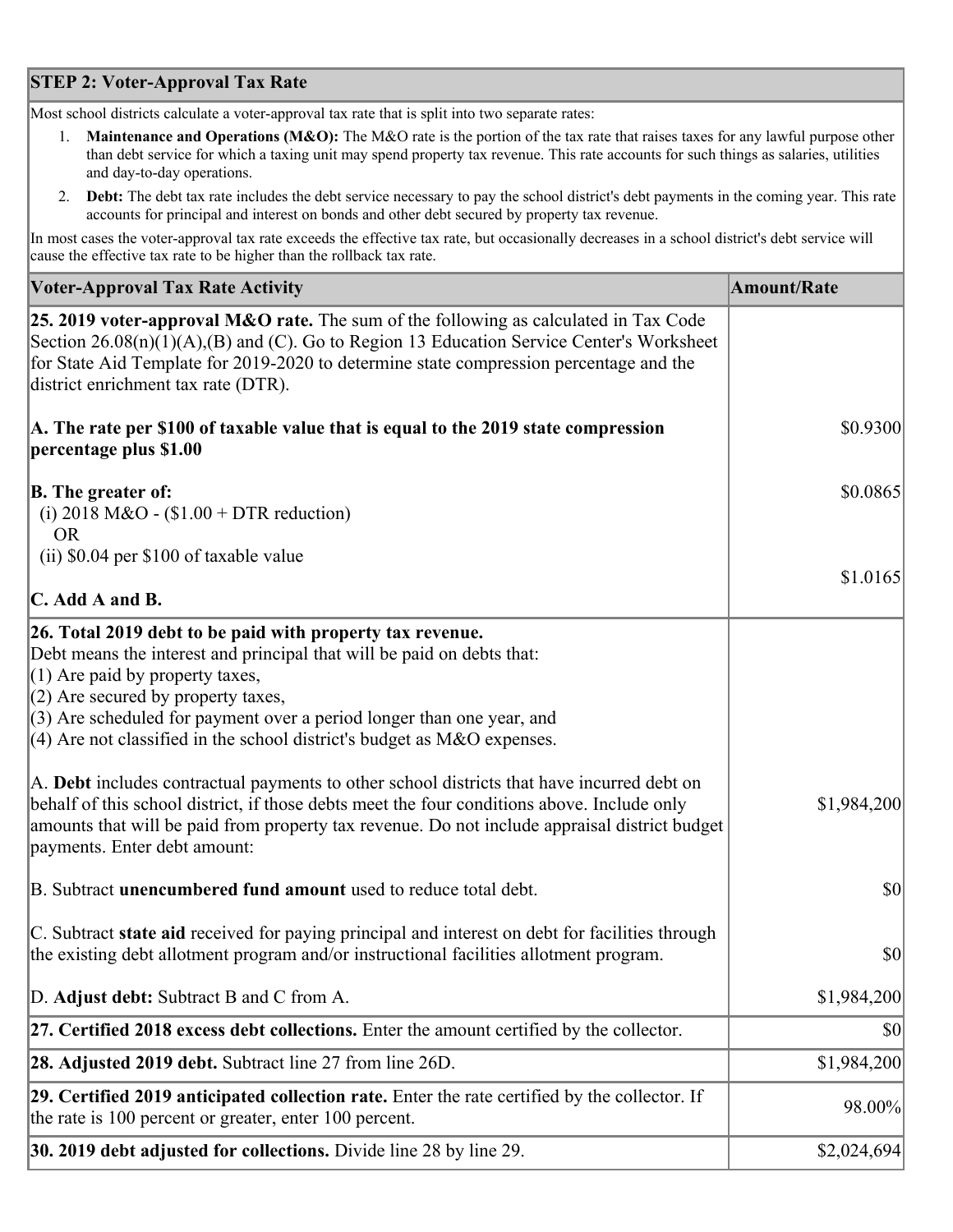## STEP 2: Voter-Approval Tax Rate

Most school districts calculate a voter-approval tax rate that is split into two separate rates:

1. **Maintenance and Operations (M&O):** The M&O rate is the portion of the tax rate that raises taxes for any lawful purpose other than debt service for which a taxing unit may spend property tax revenue. This rate accounts for such things as salaries, utilities and day-to-day operations.
2. **Debt:** The debt tax rate includes the debt service necessary to pay the school district's debt payments in the coming year. This rate accounts for principal and interest on bonds and other debt secured by property tax revenue.

In most cases the voter-approval tax rate exceeds the effective tax rate, but occasionally decreases in a school district's debt service will cause the effective tax rate to be higher than the rollback tax rate.

| Voter-Approval Tax Rate Activity | Amount/Rate |
|---|---|
| **25. 2019 voter-approval M&O rate.** The sum of the following as calculated in Tax Code Section 26.08(n)(1)(A),(B) and (C). Go to Region 13 Education Service Center's Worksheet for State Aid Template for 2019-2020 to determine state compression percentage and the district enrichment tax rate (DTR).<br><br>**A. The rate per $100 of taxable value that is equal to the 2019 state compression percentage plus $1.00**<br><br>**B. The greater of:**<br>(i) 2018 M&O - ($1.00 + DTR reduction)<br>OR<br>(ii) $0.04 per $100 of taxable value<br><br>**C. Add A and B.** | <br><br><br><br>$0.9300<br><br>$0.0865<br><br><br><br>$1.0165 |
| **26. Total 2019 debt to be paid with property tax revenue.**<br>Debt means the interest and principal that will be paid on debts that:<br>(1) Are paid by property taxes,<br>(2) Are secured by property taxes,<br>(3) Are scheduled for payment over a period longer than one year, and<br>(4) Are not classified in the school district's budget as M&O expenses.<br><br>A. **Debt** includes contractual payments to other school districts that have incurred debt on behalf of this school district, if those debts meet the four conditions above. Include only amounts that will be paid from property tax revenue. Do not include appraisal district budget payments. Enter debt amount:<br><br>B. Subtract **unencumbered fund amount** used to reduce total debt.<br><br>C. Subtract **state aid** received for paying principal and interest on debt for facilities through the existing debt allotment program and/or instructional facilities allotment program.<br><br>D. **Adjust debt:** Subtract B and C from A. | <br><br><br><br><br><br><br>$1,984,200<br><br>$0<br><br>$0<br><br>$1,984,200 |
| **27. Certified 2018 excess debt collections.** Enter the amount certified by the collector. | $0 |
| **28. Adjusted 2019 debt.** Subtract line 27 from line 26D. | $1,984,200 |
| **29. Certified 2019 anticipated collection rate.** Enter the rate certified by the collector. If the rate is 100 percent or greater, enter 100 percent. | 98.00% |
| **30. 2019 debt adjusted for collections.** Divide line 28 by line 29. | $2,024,694 |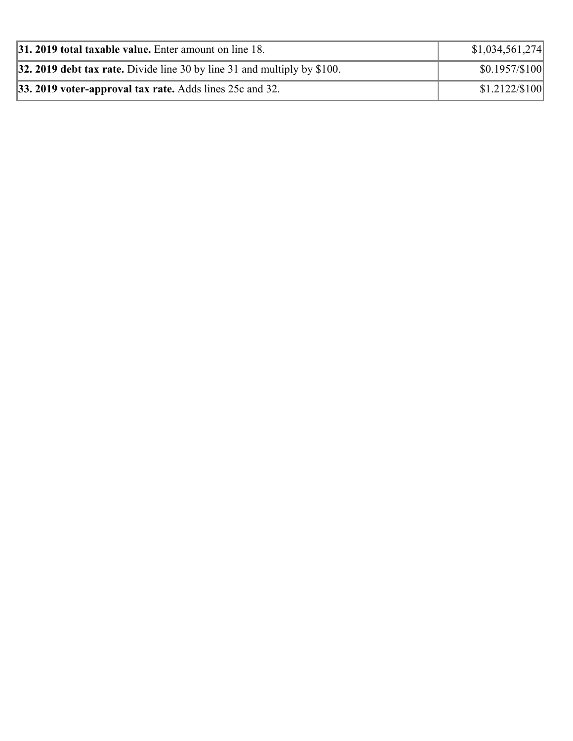| | |
|---|---|
| **31. 2019 total taxable value.** Enter amount on line 18. | $1,034,561,274 |
| **32. 2019 debt tax rate.** Divide line 30 by line 31 and multiply by $100. | $0.1957/$100 |
| **33. 2019 voter-approval tax rate.** Adds lines 25c and 32. | $1.2122/$100 |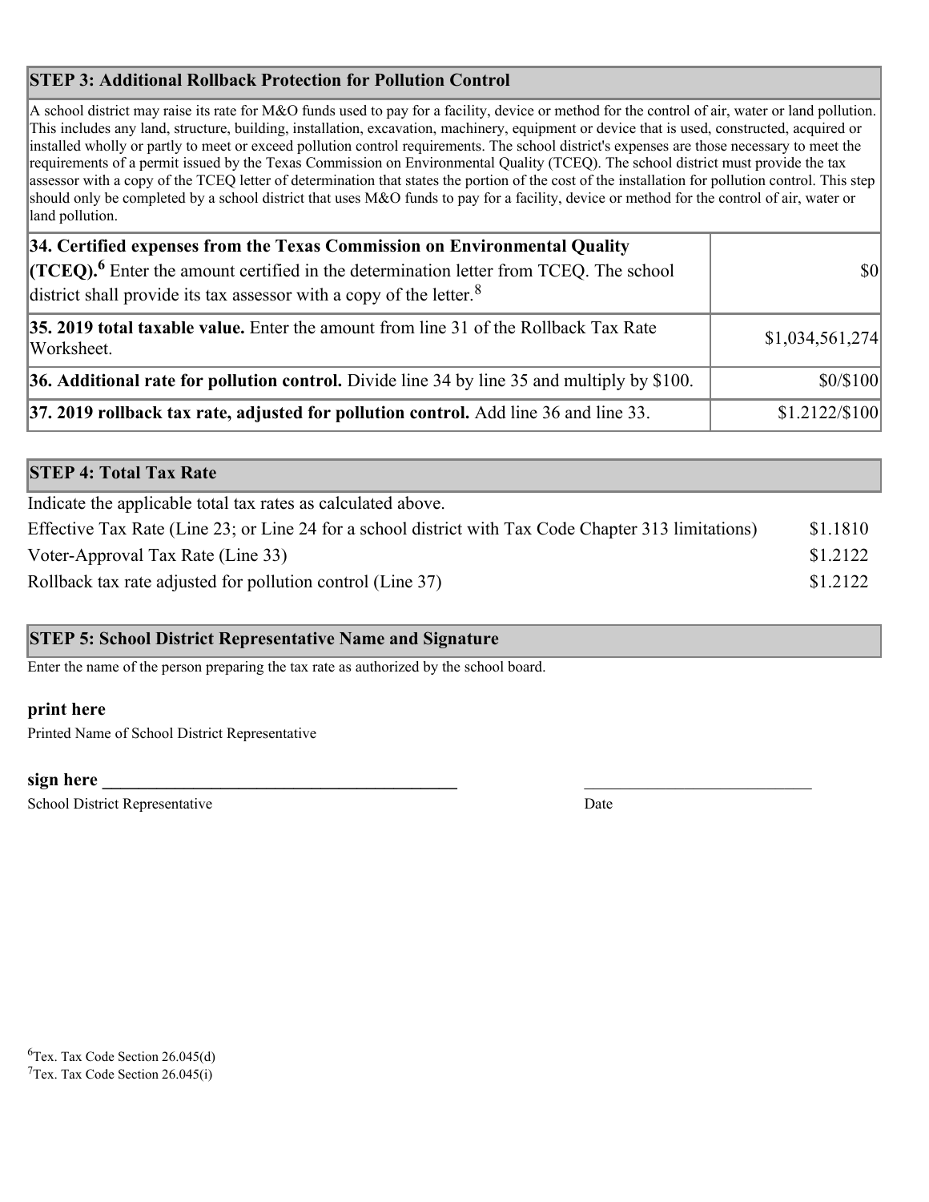## STEP 3: Additional Rollback Protection for Pollution Control

A school district may raise its rate for M&O funds used to pay for a facility, device or method for the control of air, water or land pollution. This includes any land, structure, building, installation, excavation, machinery, equipment or device that is used, constructed, acquired or installed wholly or partly to meet or exceed pollution control requirements. The school district's expenses are those necessary to meet the requirements of a permit issued by the Texas Commission on Environmental Quality (TCEQ). The school district must provide the tax assessor with a copy of the TCEQ letter of determination that states the portion of the cost of the installation for pollution control. This step should only be completed by a school district that uses M&O funds to pay for a facility, device or method for the control of air, water or land pollution.

| | |
|---|---|
| **34. Certified expenses from the Texas Commission on Environmental Quality (TCEQ).**[6] Enter the amount certified in the determination letter from TCEQ. The school district shall provide its tax assessor with a copy of the letter.[8] | $0 |
| **35. 2019 total taxable value.** Enter the amount from line 31 of the Rollback Tax Rate Worksheet. | $1,034,561,274 |
| **36. Additional rate for pollution control.** Divide line 34 by line 35 and multiply by $100. | $0/$100 |
| **37. 2019 rollback tax rate, adjusted for pollution control.** Add line 36 and line 33. | $1.2122/$100 |

## STEP 4: Total Tax Rate

Indicate the applicable total tax rates as calculated above.

| | |
|---|---|
| Effective Tax Rate (Line 23; or Line 24 for a school district with Tax Code Chapter 313 limitations) | $1.1810 |
| Voter-Approval Tax Rate (Line 33) | $1.2122 |
| Rollback tax rate adjusted for pollution control (Line 37) | $1.2122 |

## STEP 5: School District Representative Name and Signature

Enter the name of the person preparing the tax rate as authorized by the school board.

**print here**

Printed Name of School District Representative

**sign here** ________________________________________ ____________________________

School District Representative Date

[6]Tex. Tax Code Section 26.045(d)
[7]Tex. Tax Code Section 26.045(i)